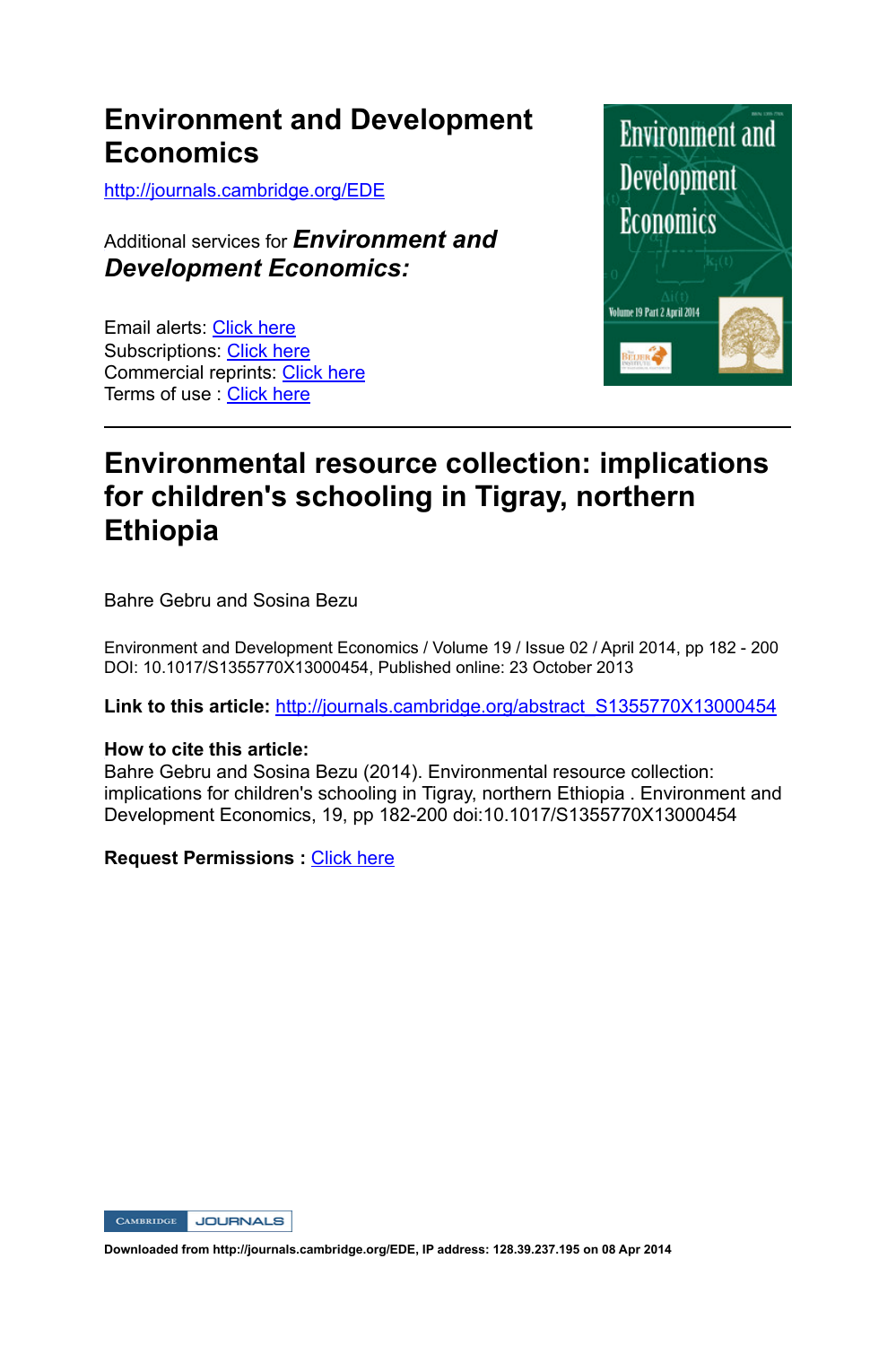# Environment and Development Economics

http://journals.cambridge.org/EDE

Additional services for ***Environment and Development Economics:***

Email alerts: Click here
Subscriptions: Click here
Commercial reprints: Click here
Terms of use : Click here

---

## Environmental resource collection: implications for children's schooling in Tigray, northern Ethiopia

Bahre Gebru and Sosina Bezu

Environment and Development Economics / Volume 19 / Issue 02 / April 2014, pp 182 - 200
DOI: 10.1017/S1355770X13000454, Published online: 23 October 2013

**Link to this article:** http://journals.cambridge.org/abstract_S1355770X13000454

**How to cite this article:**
Bahre Gebru and Sosina Bezu (2014). Environmental resource collection: implications for children's schooling in Tigray, northern Ethiopia . Environment and Development Economics, 19, pp 182-200 doi:10.1017/S1355770X13000454

**Request Permissions :** Click here

**Downloaded from http://journals.cambridge.org/EDE, IP address: 128.39.237.195 on 08 Apr 2014**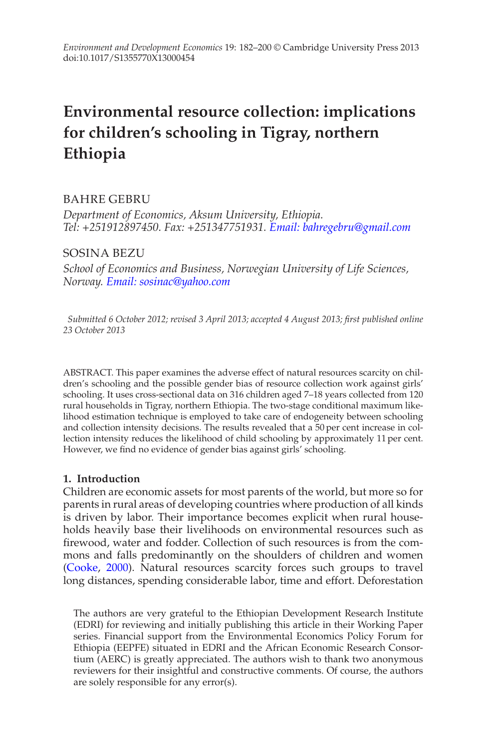# Environmental resource collection: implications for children's schooling in Tigray, northern Ethiopia

BAHRE GEBRU

*Department of Economics, Aksum University, Ethiopia.*
*Tel: +251912897450. Fax: +251347751931. Email: bahregebru@gmail.com*

SOSINA BEZU

*School of Economics and Business, Norwegian University of Life Sciences, Norway. Email: sosinac@yahoo.com*

*Submitted 6 October 2012; revised 3 April 2013; accepted 4 August 2013; first published online 23 October 2013*

ABSTRACT. This paper examines the adverse effect of natural resources scarcity on children's schooling and the possible gender bias of resource collection work against girls' schooling. It uses cross-sectional data on 316 children aged 7–18 years collected from 120 rural households in Tigray, northern Ethiopia. The two-stage conditional maximum likelihood estimation technique is employed to take care of endogeneity between schooling and collection intensity decisions. The results revealed that a 50 per cent increase in collection intensity reduces the likelihood of child schooling by approximately 11 per cent. However, we find no evidence of gender bias against girls' schooling.

## 1. Introduction

Children are economic assets for most parents of the world, but more so for parents in rural areas of developing countries where production of all kinds is driven by labor. Their importance becomes explicit when rural households heavily base their livelihoods on environmental resources such as firewood, water and fodder. Collection of such resources is from the commons and falls predominantly on the shoulders of children and women (Cooke, 2000). Natural resources scarcity forces such groups to travel long distances, spending considerable labor, time and effort. Deforestation

The authors are very grateful to the Ethiopian Development Research Institute (EDRI) for reviewing and initially publishing this article in their Working Paper series. Financial support from the Environmental Economics Policy Forum for Ethiopia (EEPFE) situated in EDRI and the African Economic Research Consortium (AERC) is greatly appreciated. The authors wish to thank two anonymous reviewers for their insightful and constructive comments. Of course, the authors are solely responsible for any error(s).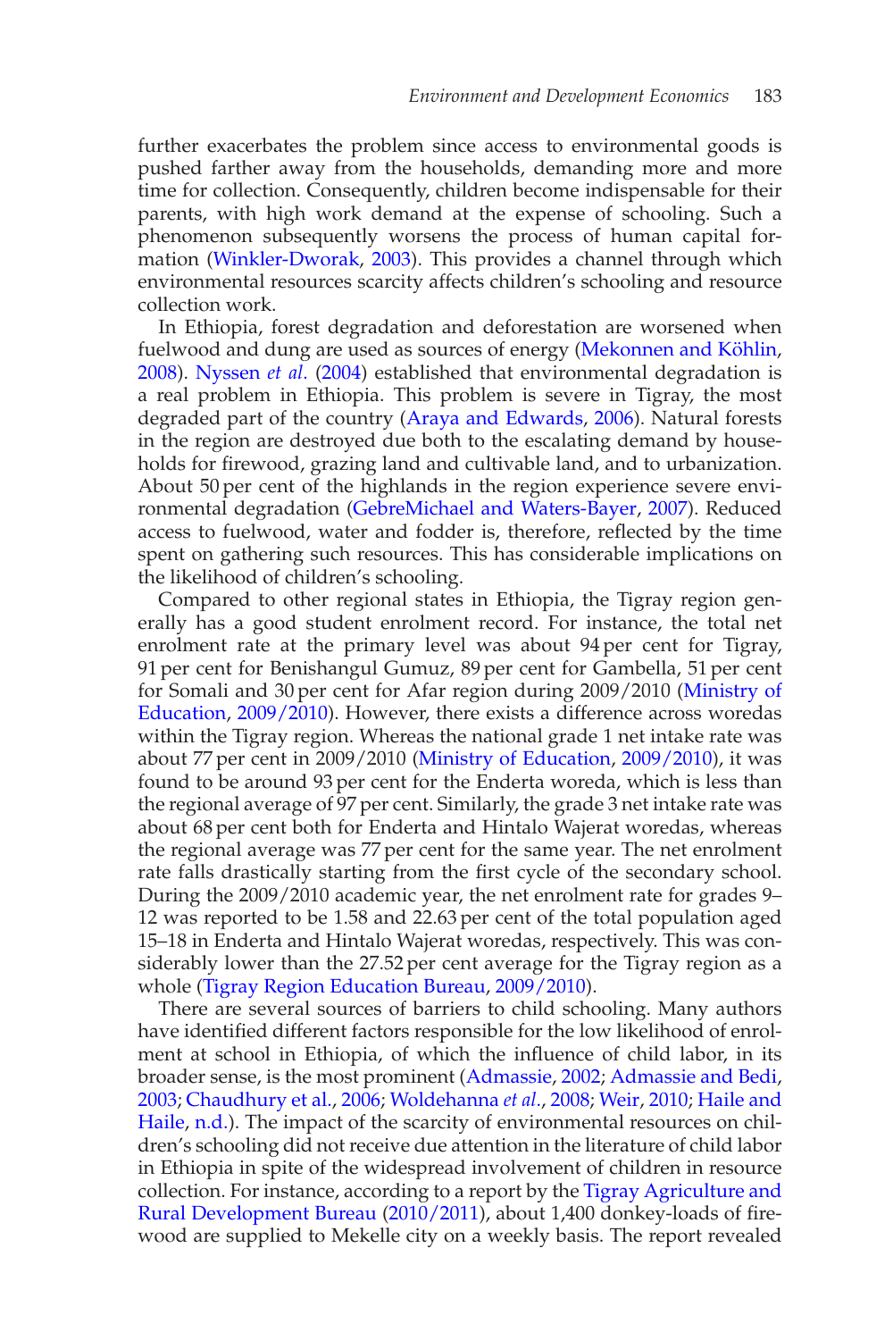further exacerbates the problem since access to environmental goods is pushed farther away from the households, demanding more and more time for collection. Consequently, children become indispensable for their parents, with high work demand at the expense of schooling. Such a phenomenon subsequently worsens the process of human capital formation (Winkler-Dworak, 2003). This provides a channel through which environmental resources scarcity affects children's schooling and resource collection work.

In Ethiopia, forest degradation and deforestation are worsened when fuelwood and dung are used as sources of energy (Mekonnen and Köhlin, 2008). Nyssen *et al*. (2004) established that environmental degradation is a real problem in Ethiopia. This problem is severe in Tigray, the most degraded part of the country (Araya and Edwards, 2006). Natural forests in the region are destroyed due both to the escalating demand by households for firewood, grazing land and cultivable land, and to urbanization. About 50 per cent of the highlands in the region experience severe environmental degradation (GebreMichael and Waters-Bayer, 2007). Reduced access to fuelwood, water and fodder is, therefore, reflected by the time spent on gathering such resources. This has considerable implications on the likelihood of children's schooling.

Compared to other regional states in Ethiopia, the Tigray region generally has a good student enrolment record. For instance, the total net enrolment rate at the primary level was about 94 per cent for Tigray, 91 per cent for Benishangul Gumuz, 89 per cent for Gambella, 51 per cent for Somali and 30 per cent for Afar region during 2009/2010 (Ministry of Education, 2009/2010). However, there exists a difference across woredas within the Tigray region. Whereas the national grade 1 net intake rate was about 77 per cent in 2009/2010 (Ministry of Education, 2009/2010), it was found to be around 93 per cent for the Enderta woreda, which is less than the regional average of 97 per cent. Similarly, the grade 3 net intake rate was about 68 per cent both for Enderta and Hintalo Wajerat woredas, whereas the regional average was 77 per cent for the same year. The net enrolment rate falls drastically starting from the first cycle of the secondary school. During the 2009/2010 academic year, the net enrolment rate for grades 9–12 was reported to be 1.58 and 22.63 per cent of the total population aged 15–18 in Enderta and Hintalo Wajerat woredas, respectively. This was considerably lower than the 27.52 per cent average for the Tigray region as a whole (Tigray Region Education Bureau, 2009/2010).

There are several sources of barriers to child schooling. Many authors have identified different factors responsible for the low likelihood of enrolment at school in Ethiopia, of which the influence of child labor, in its broader sense, is the most prominent (Admassie, 2002; Admassie and Bedi, 2003; Chaudhury et al., 2006; Woldehanna *et al*., 2008; Weir, 2010; Haile and Haile, n.d.). The impact of the scarcity of environmental resources on children's schooling did not receive due attention in the literature of child labor in Ethiopia in spite of the widespread involvement of children in resource collection. For instance, according to a report by the Tigray Agriculture and Rural Development Bureau (2010/2011), about 1,400 donkey-loads of firewood are supplied to Mekelle city on a weekly basis. The report revealed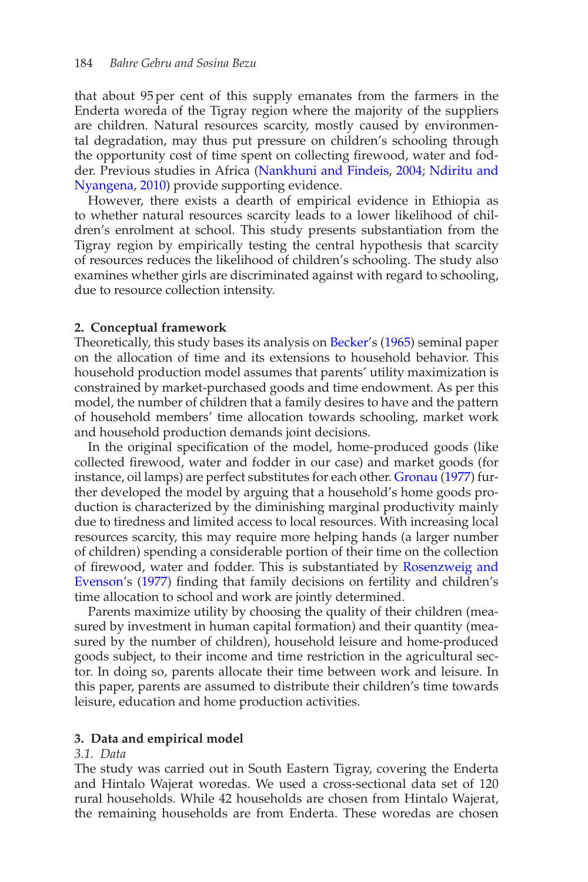that about 95 per cent of this supply emanates from the farmers in the Enderta woreda of the Tigray region where the majority of the suppliers are children. Natural resources scarcity, mostly caused by environmental degradation, may thus put pressure on children's schooling through the opportunity cost of time spent on collecting firewood, water and fodder. Previous studies in Africa (Nankhuni and Findeis, 2004; Ndiritu and Nyangena, 2010) provide supporting evidence.

However, there exists a dearth of empirical evidence in Ethiopia as to whether natural resources scarcity leads to a lower likelihood of children's enrolment at school. This study presents substantiation from the Tigray region by empirically testing the central hypothesis that scarcity of resources reduces the likelihood of children's schooling. The study also examines whether girls are discriminated against with regard to schooling, due to resource collection intensity.

## 2. Conceptual framework

Theoretically, this study bases its analysis on Becker's (1965) seminal paper on the allocation of time and its extensions to household behavior. This household production model assumes that parents' utility maximization is constrained by market-purchased goods and time endowment. As per this model, the number of children that a family desires to have and the pattern of household members' time allocation towards schooling, market work and household production demands joint decisions.

In the original specification of the model, home-produced goods (like collected firewood, water and fodder in our case) and market goods (for instance, oil lamps) are perfect substitutes for each other. Gronau (1977) further developed the model by arguing that a household's home goods production is characterized by the diminishing marginal productivity mainly due to tiredness and limited access to local resources. With increasing local resources scarcity, this may require more helping hands (a larger number of children) spending a considerable portion of their time on the collection of firewood, water and fodder. This is substantiated by Rosenzweig and Evenson's (1977) finding that family decisions on fertility and children's time allocation to school and work are jointly determined.

Parents maximize utility by choosing the quality of their children (measured by investment in human capital formation) and their quantity (measured by the number of children), household leisure and home-produced goods subject, to their income and time restriction in the agricultural sector. In doing so, parents allocate their time between work and leisure. In this paper, parents are assumed to distribute their children's time towards leisure, education and home production activities.

## 3. Data and empirical model

### *3.1. Data*

The study was carried out in South Eastern Tigray, covering the Enderta and Hintalo Wajerat woredas. We used a cross-sectional data set of 120 rural households. While 42 households are chosen from Hintalo Wajerat, the remaining households are from Enderta. These woredas are chosen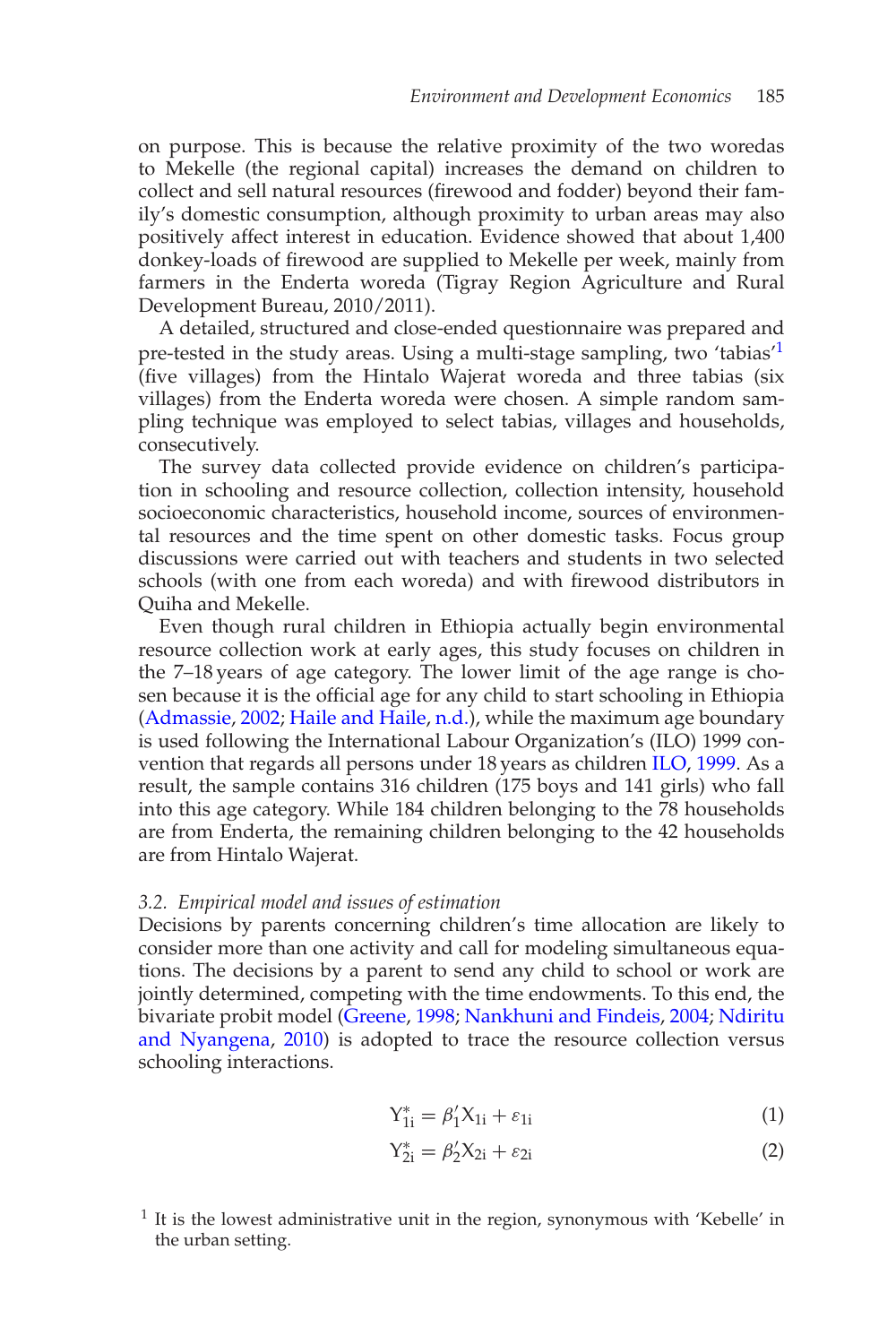on purpose. This is because the relative proximity of the two woredas to Mekelle (the regional capital) increases the demand on children to collect and sell natural resources (firewood and fodder) beyond their family's domestic consumption, although proximity to urban areas may also positively affect interest in education. Evidence showed that about 1,400 donkey-loads of firewood are supplied to Mekelle per week, mainly from farmers in the Enderta woreda (Tigray Region Agriculture and Rural Development Bureau, 2010/2011).

A detailed, structured and close-ended questionnaire was prepared and pre-tested in the study areas. Using a multi-stage sampling, two 'tabias'[1] (five villages) from the Hintalo Wajerat woreda and three tabias (six villages) from the Enderta woreda were chosen. A simple random sampling technique was employed to select tabias, villages and households, consecutively.

The survey data collected provide evidence on children's participation in schooling and resource collection, collection intensity, household socioeconomic characteristics, household income, sources of environmental resources and the time spent on other domestic tasks. Focus group discussions were carried out with teachers and students in two selected schools (with one from each woreda) and with firewood distributors in Quiha and Mekelle.

Even though rural children in Ethiopia actually begin environmental resource collection work at early ages, this study focuses on children in the 7–18 years of age category. The lower limit of the age range is chosen because it is the official age for any child to start schooling in Ethiopia (Admassie, 2002; Haile and Haile, n.d.), while the maximum age boundary is used following the International Labour Organization's (ILO) 1999 convention that regards all persons under 18 years as children ILO, 1999. As a result, the sample contains 316 children (175 boys and 141 girls) who fall into this age category. While 184 children belonging to the 78 households are from Enderta, the remaining children belonging to the 42 households are from Hintalo Wajerat.

### *3.2. Empirical model and issues of estimation*

Decisions by parents concerning children's time allocation are likely to consider more than one activity and call for modeling simultaneous equations. The decisions by a parent to send any child to school or work are jointly determined, competing with the time endowments. To this end, the bivariate probit model (Greene, 1998; Nankhuni and Findeis, 2004; Ndiritu and Nyangena, 2010) is adopted to trace the resource collection versus schooling interactions.

$$Y_{1i}^{*} = \beta_1' X_{1i} + \varepsilon_{1i} \tag{1}$$

$$Y_{2i}^{*} = \beta_2' X_{2i} + \varepsilon_{2i} \tag{2}$$

[1] It is the lowest administrative unit in the region, synonymous with 'Kebelle' in the urban setting.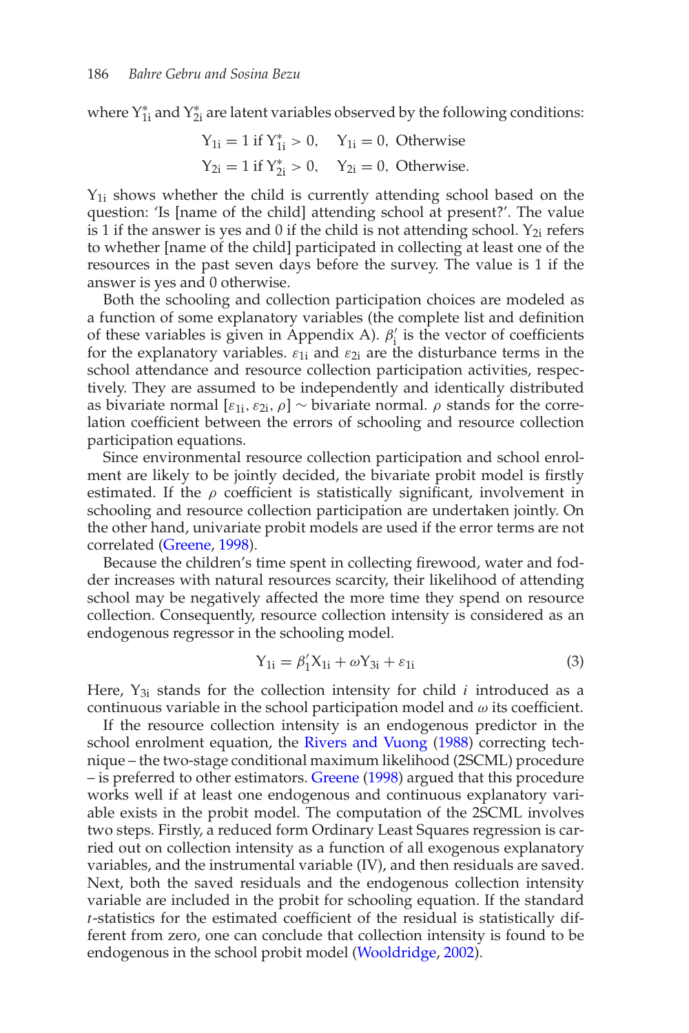where $Y^*_{1i}$ and $Y^*_{2i}$ are latent variables observed by the following conditions:

$$Y_{1i} = 1 \text{ if } Y^*_{1i} > 0, \quad Y_{1i} = 0, \text{ Otherwise}$$
$$Y_{2i} = 1 \text{ if } Y^*_{2i} > 0, \quad Y_{2i} = 0, \text{ Otherwise.}$$

$Y_{1i}$ shows whether the child is currently attending school based on the question: 'Is [name of the child] attending school at present?'. The value is 1 if the answer is yes and 0 if the child is not attending school. $Y_{2i}$ refers to whether [name of the child] participated in collecting at least one of the resources in the past seven days before the survey. The value is 1 if the answer is yes and 0 otherwise.

Both the schooling and collection participation choices are modeled as a function of some explanatory variables (the complete list and definition of these variables is given in Appendix A). $\beta'_i$ is the vector of coefficients for the explanatory variables. $\varepsilon_{1i}$ and $\varepsilon_{2i}$ are the disturbance terms in the school attendance and resource collection participation activities, respectively. They are assumed to be independently and identically distributed as bivariate normal $[\varepsilon_{1i}, \varepsilon_{2i}, \rho] \sim$ bivariate normal. $\rho$ stands for the correlation coefficient between the errors of schooling and resource collection participation equations.

Since environmental resource collection participation and school enrolment are likely to be jointly decided, the bivariate probit model is firstly estimated. If the $\rho$ coefficient is statistically significant, involvement in schooling and resource collection participation are undertaken jointly. On the other hand, univariate probit models are used if the error terms are not correlated (Greene, 1998).

Because the children's time spent in collecting firewood, water and fodder increases with natural resources scarcity, their likelihood of attending school may be negatively affected the more time they spend on resource collection. Consequently, resource collection intensity is considered as an endogenous regressor in the schooling model.

$$Y_{1i} = \beta'_1 X_{1i} + \omega Y_{3i} + \varepsilon_{1i} \tag{3}$$

Here, $Y_{3i}$ stands for the collection intensity for child $i$ introduced as a continuous variable in the school participation model and $\omega$ its coefficient.

If the resource collection intensity is an endogenous predictor in the school enrolment equation, the Rivers and Vuong (1988) correcting technique – the two-stage conditional maximum likelihood (2SCML) procedure – is preferred to other estimators. Greene (1998) argued that this procedure works well if at least one endogenous and continuous explanatory variable exists in the probit model. The computation of the 2SCML involves two steps. Firstly, a reduced form Ordinary Least Squares regression is carried out on collection intensity as a function of all exogenous explanatory variables, and the instrumental variable (IV), and then residuals are saved. Next, both the saved residuals and the endogenous collection intensity variable are included in the probit for schooling equation. If the standard $t$-statistics for the estimated coefficient of the residual is statistically different from zero, one can conclude that collection intensity is found to be endogenous in the school probit model (Wooldridge, 2002).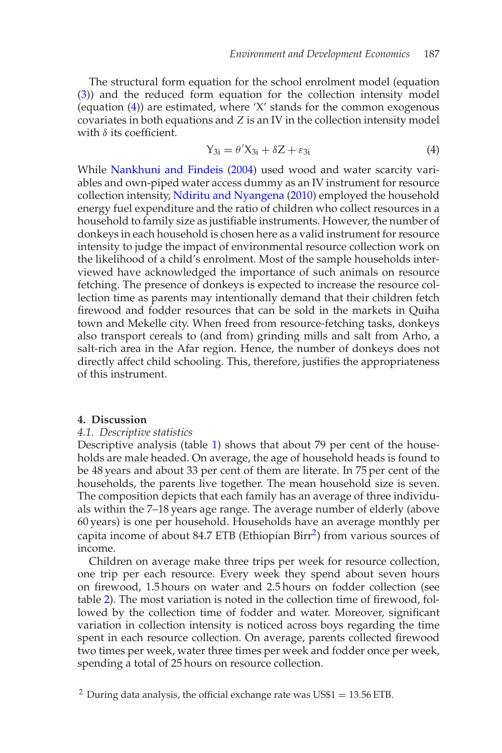The structural form equation for the school enrolment model (equation (3)) and the reduced form equation for the collection intensity model (equation (4)) are estimated, where 'X' stands for the common exogenous covariates in both equations and $Z$ is an IV in the collection intensity model with $\delta$ its coefficient.

$$Y_{3i} = \theta' X_{3i} + \delta Z + \varepsilon_{3i} \tag{4}$$

While Nankhuni and Findeis (2004) used wood and water scarcity variables and own-piped water access dummy as an IV instrument for resource collection intensity, Ndiritu and Nyangena (2010) employed the household energy fuel expenditure and the ratio of children who collect resources in a household to family size as justifiable instruments. However, the number of donkeys in each household is chosen here as a valid instrument for resource intensity to judge the impact of environmental resource collection work on the likelihood of a child's enrolment. Most of the sample households interviewed have acknowledged the importance of such animals on resource fetching. The presence of donkeys is expected to increase the resource collection time as parents may intentionally demand that their children fetch firewood and fodder resources that can be sold in the markets in Quiha town and Mekelle city. When freed from resource-fetching tasks, donkeys also transport cereals to (and from) grinding mills and salt from Arho, a salt-rich area in the Afar region. Hence, the number of donkeys does not directly affect child schooling. This, therefore, justifies the appropriateness of this instrument.

## 4. Discussion

### *4.1. Descriptive statistics*

Descriptive analysis (table 1) shows that about 79 per cent of the households are male headed. On average, the age of household heads is found to be 48 years and about 33 per cent of them are literate. In 75 per cent of the households, the parents live together. The mean household size is seven. The composition depicts that each family has an average of three individuals within the 7–18 years age range. The average number of elderly (above 60 years) is one per household. Households have an average monthly per capita income of about 84.7 ETB (Ethiopian Birr[2]) from various sources of income.

Children on average make three trips per week for resource collection, one trip per each resource. Every week they spend about seven hours on firewood, 1.5 hours on water and 2.5 hours on fodder collection (see table 2). The most variation is noted in the collection time of firewood, followed by the collection time of fodder and water. Moreover, significant variation in collection intensity is noticed across boys regarding the time spent in each resource collection. On average, parents collected firewood two times per week, water three times per week and fodder once per week, spending a total of 25 hours on resource collection.

[2] During data analysis, the official exchange rate was US$1 = 13.56 ETB.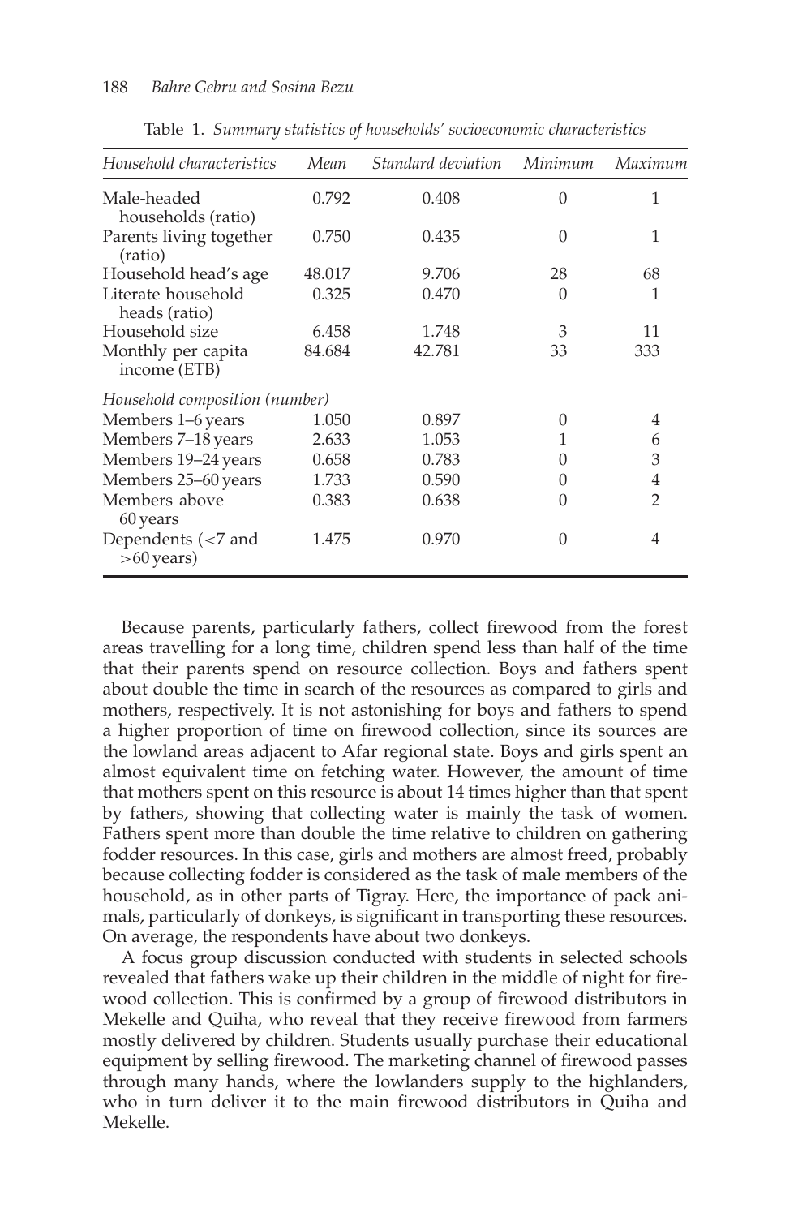Table 1. *Summary statistics of households' socioeconomic characteristics*

| *Household characteristics* | *Mean* | *Standard deviation* | *Minimum* | *Maximum* |
|---|---|---|---|---|
| Male-headed households (ratio) | 0.792 | 0.408 | 0 | 1 |
| Parents living together (ratio) | 0.750 | 0.435 | 0 | 1 |
| Household head's age | 48.017 | 9.706 | 28 | 68 |
| Literate household heads (ratio) | 0.325 | 0.470 | 0 | 1 |
| Household size | 6.458 | 1.748 | 3 | 11 |
| Monthly per capita income (ETB) | 84.684 | 42.781 | 33 | 333 |
| *Household composition (number)* | | | | |
| Members 1–6 years | 1.050 | 0.897 | 0 | 4 |
| Members 7–18 years | 2.633 | 1.053 | 1 | 6 |
| Members 19–24 years | 0.658 | 0.783 | 0 | 3 |
| Members 25–60 years | 1.733 | 0.590 | 0 | 4 |
| Members above 60 years | 0.383 | 0.638 | 0 | 2 |
| Dependents (<7 and >60 years) | 1.475 | 0.970 | 0 | 4 |

Because parents, particularly fathers, collect firewood from the forest areas travelling for a long time, children spend less than half of the time that their parents spend on resource collection. Boys and fathers spent about double the time in search of the resources as compared to girls and mothers, respectively. It is not astonishing for boys and fathers to spend a higher proportion of time on firewood collection, since its sources are the lowland areas adjacent to Afar regional state. Boys and girls spent an almost equivalent time on fetching water. However, the amount of time that mothers spent on this resource is about 14 times higher than that spent by fathers, showing that collecting water is mainly the task of women. Fathers spent more than double the time relative to children on gathering fodder resources. In this case, girls and mothers are almost freed, probably because collecting fodder is considered as the task of male members of the household, as in other parts of Tigray. Here, the importance of pack animals, particularly of donkeys, is significant in transporting these resources. On average, the respondents have about two donkeys.

A focus group discussion conducted with students in selected schools revealed that fathers wake up their children in the middle of night for firewood collection. This is confirmed by a group of firewood distributors in Mekelle and Quiha, who reveal that they receive firewood from farmers mostly delivered by children. Students usually purchase their educational equipment by selling firewood. The marketing channel of firewood passes through many hands, where the lowlanders supply to the highlanders, who in turn deliver it to the main firewood distributors in Quiha and Mekelle.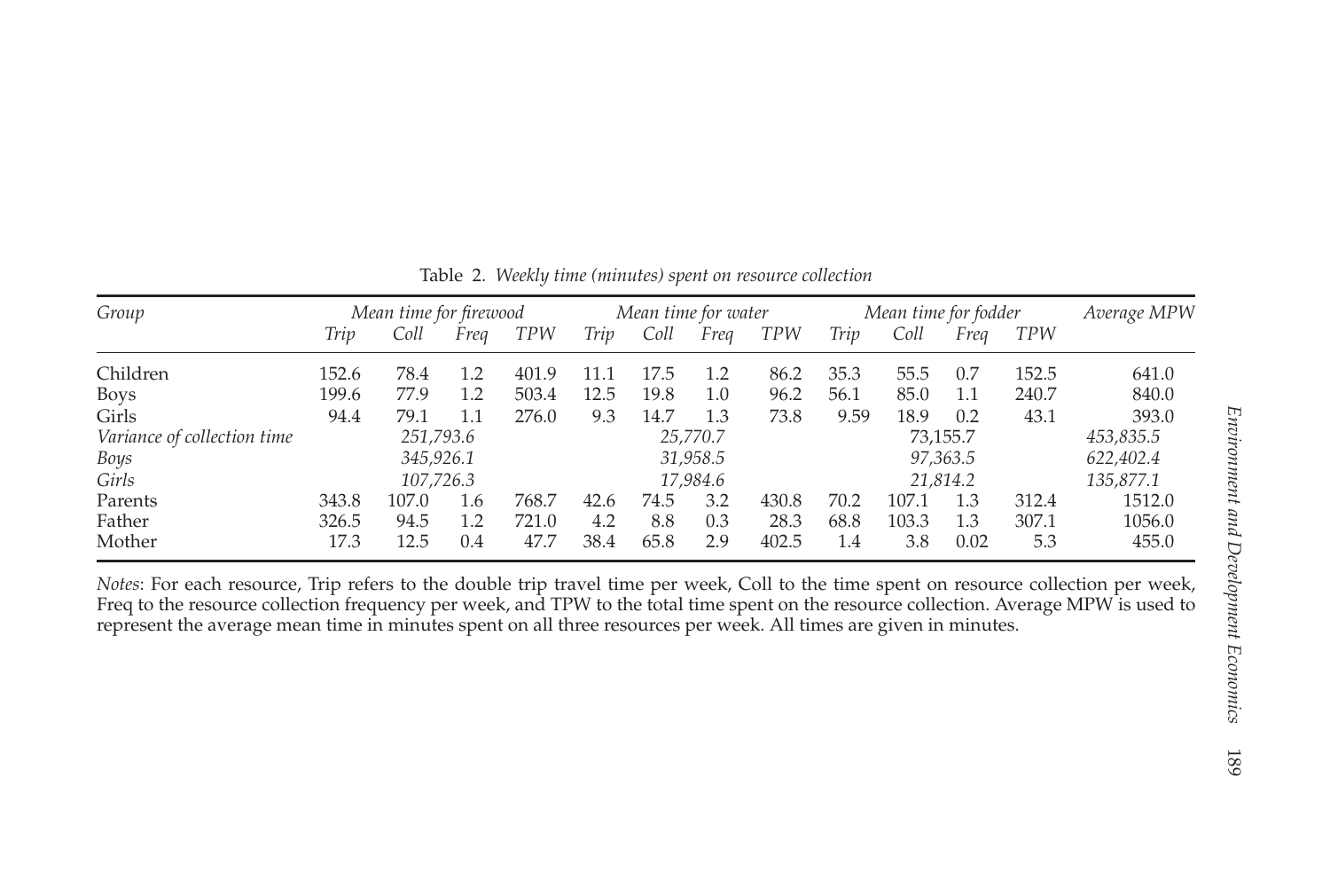Table 2. *Weekly time (minutes) spent on resource collection*

| *Group* | *Mean time for firewood* | | | | *Mean time for water* | | | | *Mean time for fodder* | | | | *Average MPW* |
|---|---|---|---|---|---|---|---|---|---|---|---|---|---|
| | *Trip* | *Coll* | *Freq* | *TPW* | *Trip* | *Coll* | *Freq* | *TPW* | *Trip* | *Coll* | *Freq* | *TPW* | |
| Children | 152.6 | 78.4 | 1.2 | 401.9 | 11.1 | 17.5 | 1.2 | 86.2 | 35.3 | 55.5 | 0.7 | 152.5 | 641.0 |
| Boys | 199.6 | 77.9 | 1.2 | 503.4 | 12.5 | 19.8 | 1.0 | 96.2 | 56.1 | 85.0 | 1.1 | 240.7 | 840.0 |
| Girls | 94.4 | 79.1 | 1.1 | 276.0 | 9.3 | 14.7 | 1.3 | 73.8 | 9.59 | 18.9 | 0.2 | 43.1 | 393.0 |
| *Variance of collection time* | *251,793.6* | | | | *25,770.7* | | | | *73,155.7* | | | | *453,835.5* |
| *Boys* | *345,926.1* | | | | *31,958.5* | | | | *97,363.5* | | | | *622,402.4* |
| *Girls* | *107,726.3* | | | | *17,984.6* | | | | *21,814.2* | | | | *135,877.1* |
| Parents | 343.8 | 107.0 | 1.6 | 768.7 | 42.6 | 74.5 | 3.2 | 430.8 | 70.2 | 107.1 | 1.3 | 312.4 | 1512.0 |
| Father | 326.5 | 94.5 | 1.2 | 721.0 | 4.2 | 8.8 | 0.3 | 28.3 | 68.8 | 103.3 | 1.3 | 307.1 | 1056.0 |
| Mother | 17.3 | 12.5 | 0.4 | 47.7 | 38.4 | 65.8 | 2.9 | 402.5 | 1.4 | 3.8 | 0.02 | 5.3 | 455.0 |

*Notes*: For each resource, Trip refers to the double trip travel time per week, Coll to the time spent on resource collection per week, Freq to the resource collection frequency per week, and TPW to the total time spent on the resource collection. Average MPW is used to represent the average mean time in minutes spent on all three resources per week. All times are given in minutes.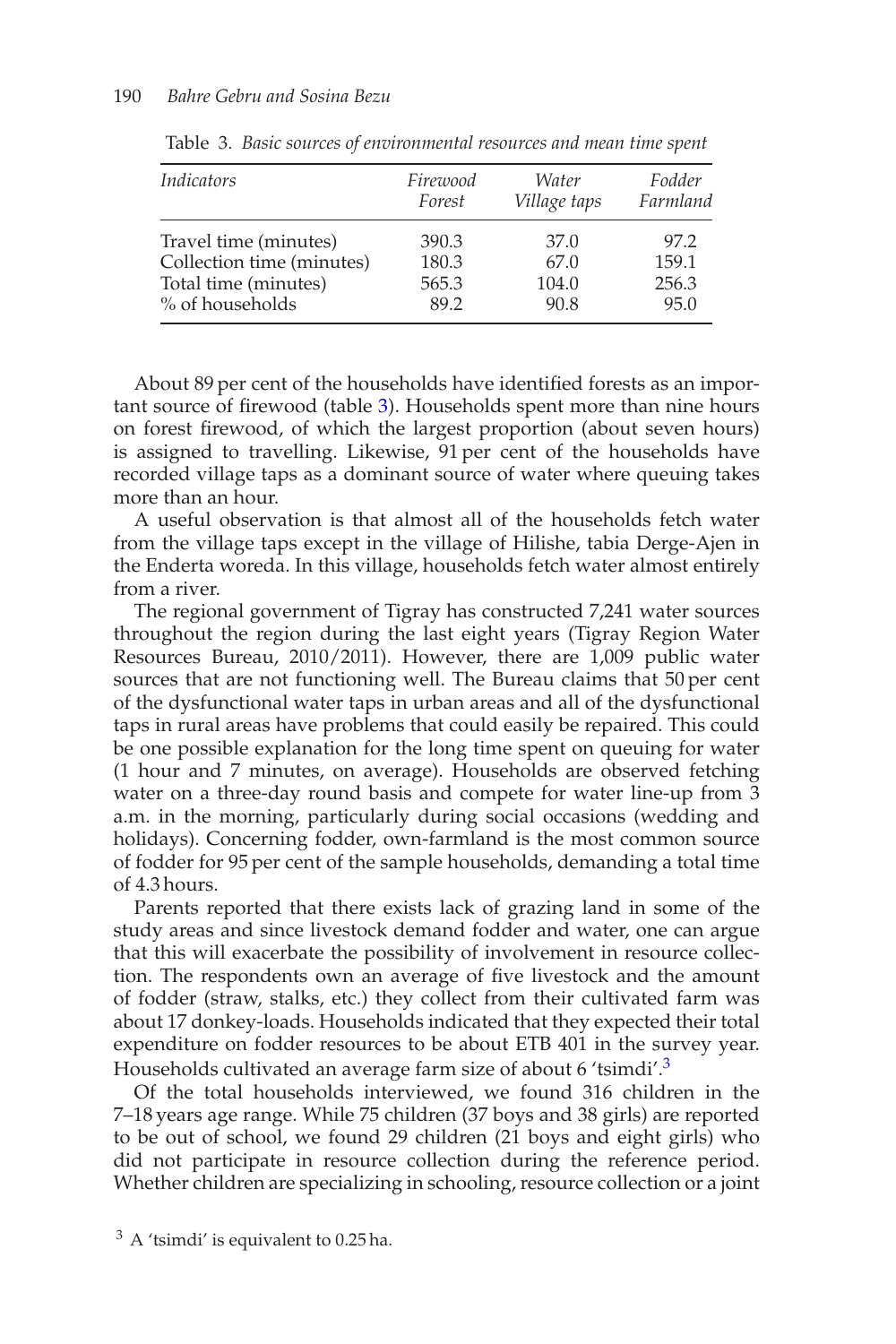Table 3. *Basic sources of environmental resources and mean time spent*

| *Indicators* | *Firewood* *Forest* | *Water* *Village taps* | *Fodder* *Farmland* |
|---|---|---|---|
| Travel time (minutes) | 390.3 | 37.0 | 97.2 |
| Collection time (minutes) | 180.3 | 67.0 | 159.1 |
| Total time (minutes) | 565.3 | 104.0 | 256.3 |
| % of households | 89.2 | 90.8 | 95.0 |

About 89 per cent of the households have identified forests as an important source of firewood (table 3). Households spent more than nine hours on forest firewood, of which the largest proportion (about seven hours) is assigned to travelling. Likewise, 91 per cent of the households have recorded village taps as a dominant source of water where queuing takes more than an hour.

A useful observation is that almost all of the households fetch water from the village taps except in the village of Hilishe, tabia Derge-Ajen in the Enderta woreda. In this village, households fetch water almost entirely from a river.

The regional government of Tigray has constructed 7,241 water sources throughout the region during the last eight years (Tigray Region Water Resources Bureau, 2010/2011). However, there are 1,009 public water sources that are not functioning well. The Bureau claims that 50 per cent of the dysfunctional water taps in urban areas and all of the dysfunctional taps in rural areas have problems that could easily be repaired. This could be one possible explanation for the long time spent on queuing for water (1 hour and 7 minutes, on average). Households are observed fetching water on a three-day round basis and compete for water line-up from 3 a.m. in the morning, particularly during social occasions (wedding and holidays). Concerning fodder, own-farmland is the most common source of fodder for 95 per cent of the sample households, demanding a total time of 4.3 hours.

Parents reported that there exists lack of grazing land in some of the study areas and since livestock demand fodder and water, one can argue that this will exacerbate the possibility of involvement in resource collection. The respondents own an average of five livestock and the amount of fodder (straw, stalks, etc.) they collect from their cultivated farm was about 17 donkey-loads. Households indicated that they expected their total expenditure on fodder resources to be about ETB 401 in the survey year. Households cultivated an average farm size of about 6 'tsimdi'.[3]

Of the total households interviewed, we found 316 children in the 7–18 years age range. While 75 children (37 boys and 38 girls) are reported to be out of school, we found 29 children (21 boys and eight girls) who did not participate in resource collection during the reference period. Whether children are specializing in schooling, resource collection or a joint

[3] A 'tsimdi' is equivalent to 0.25 ha.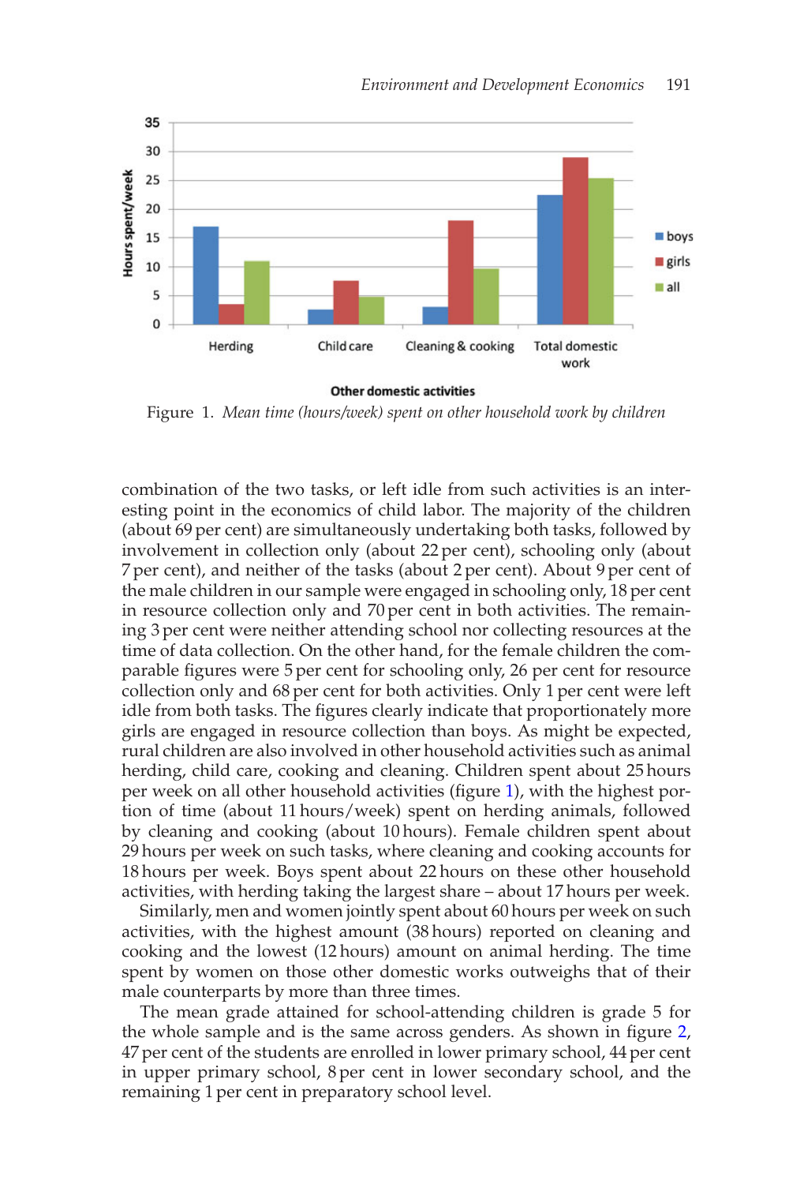Figure 1. *Mean time (hours/week) spent on other household work by children*

combination of the two tasks, or left idle from such activities is an interesting point in the economics of child labor. The majority of the children (about 69 per cent) are simultaneously undertaking both tasks, followed by involvement in collection only (about 22 per cent), schooling only (about 7 per cent), and neither of the tasks (about 2 per cent). About 9 per cent of the male children in our sample were engaged in schooling only, 18 per cent in resource collection only and 70 per cent in both activities. The remaining 3 per cent were neither attending school nor collecting resources at the time of data collection. On the other hand, for the female children the comparable figures were 5 per cent for schooling only, 26 per cent for resource collection only and 68 per cent for both activities. Only 1 per cent were left idle from both tasks. The figures clearly indicate that proportionately more girls are engaged in resource collection than boys. As might be expected, rural children are also involved in other household activities such as animal herding, child care, cooking and cleaning. Children spent about 25 hours per week on all other household activities (figure 1), with the highest portion of time (about 11 hours/week) spent on herding animals, followed by cleaning and cooking (about 10 hours). Female children spent about 29 hours per week on such tasks, where cleaning and cooking accounts for 18 hours per week. Boys spent about 22 hours on these other household activities, with herding taking the largest share – about 17 hours per week.

Similarly, men and women jointly spent about 60 hours per week on such activities, with the highest amount (38 hours) reported on cleaning and cooking and the lowest (12 hours) amount on animal herding. The time spent by women on those other domestic works outweighs that of their male counterparts by more than three times.

The mean grade attained for school-attending children is grade 5 for the whole sample and is the same across genders. As shown in figure 2, 47 per cent of the students are enrolled in lower primary school, 44 per cent in upper primary school, 8 per cent in lower secondary school, and the remaining 1 per cent in preparatory school level.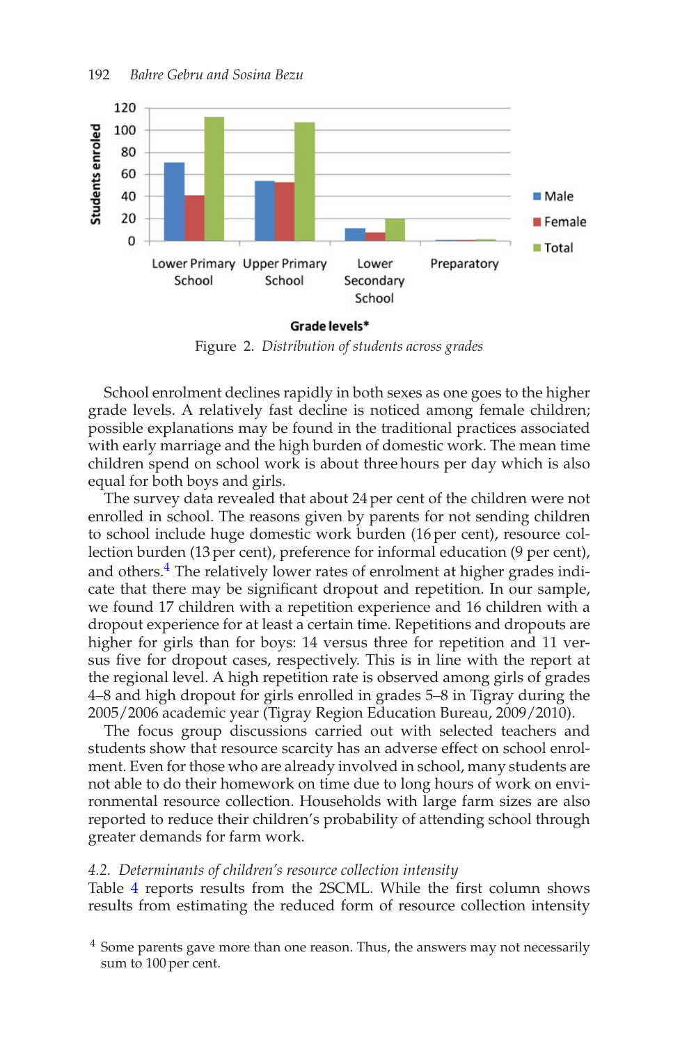Figure 2. *Distribution of students across grades*

School enrolment declines rapidly in both sexes as one goes to the higher grade levels. A relatively fast decline is noticed among female children; possible explanations may be found in the traditional practices associated with early marriage and the high burden of domestic work. The mean time children spend on school work is about three hours per day which is also equal for both boys and girls.

The survey data revealed that about 24 per cent of the children were not enrolled in school. The reasons given by parents for not sending children to school include huge domestic work burden (16 per cent), resource collection burden (13 per cent), preference for informal education (9 per cent), and others.[4] The relatively lower rates of enrolment at higher grades indicate that there may be significant dropout and repetition. In our sample, we found 17 children with a repetition experience and 16 children with a dropout experience for at least a certain time. Repetitions and dropouts are higher for girls than for boys: 14 versus three for repetition and 11 versus five for dropout cases, respectively. This is in line with the report at the regional level. A high repetition rate is observed among girls of grades 4–8 and high dropout for girls enrolled in grades 5–8 in Tigray during the 2005/2006 academic year (Tigray Region Education Bureau, 2009/2010).

The focus group discussions carried out with selected teachers and students show that resource scarcity has an adverse effect on school enrolment. Even for those who are already involved in school, many students are not able to do their homework on time due to long hours of work on environmental resource collection. Households with large farm sizes are also reported to reduce their children's probability of attending school through greater demands for farm work.

### 4.2. *Determinants of children's resource collection intensity*

Table 4 reports results from the 2SCML. While the first column shows results from estimating the reduced form of resource collection intensity

[4] Some parents gave more than one reason. Thus, the answers may not necessarily sum to 100 per cent.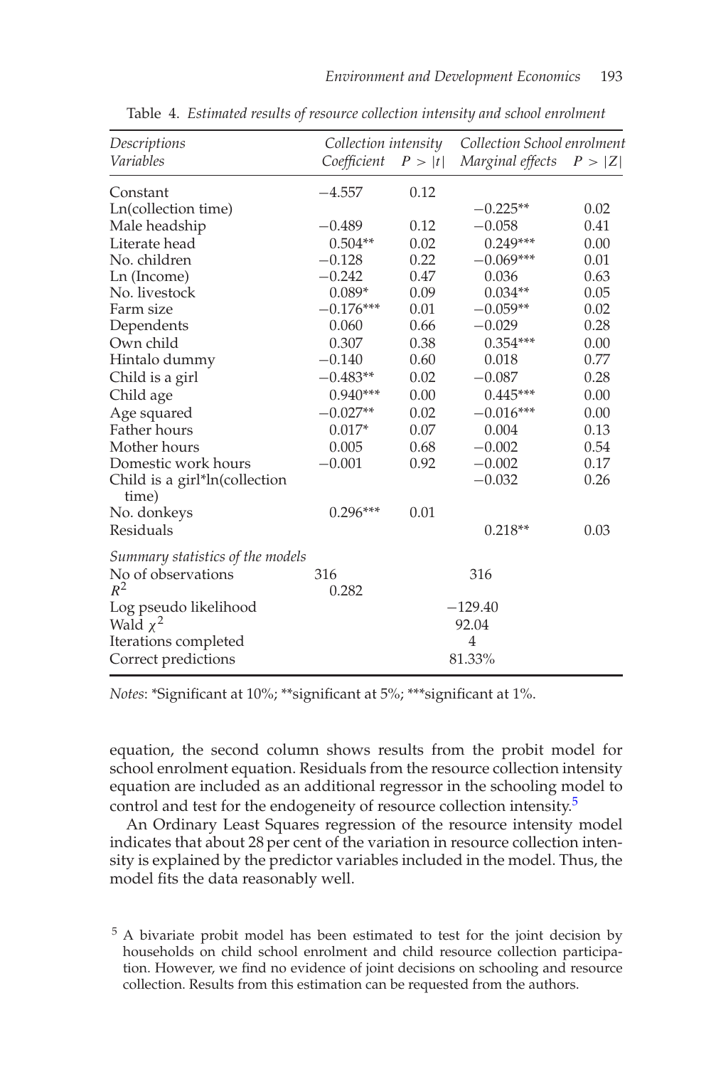Table 4. *Estimated results of resource collection intensity and school enrolment*

| *Descriptions* | *Collection intensity* | | *Collection School enrolment* | |
|---|---|---|---|---|
| *Variables* | *Coefficient* | $P > \|t\|$ | *Marginal effects* | $P > \|Z\|$ |
| Constant | −4.557 | 0.12 | | |
| Ln(collection time) | | | −0.225** | 0.02 |
| Male headship | −0.489 | 0.12 | −0.058 | 0.41 |
| Literate head | 0.504** | 0.02 | 0.249*** | 0.00 |
| No. children | −0.128 | 0.22 | −0.069*** | 0.01 |
| Ln (Income) | −0.242 | 0.47 | 0.036 | 0.63 |
| No. livestock | 0.089* | 0.09 | 0.034** | 0.05 |
| Farm size | −0.176*** | 0.01 | −0.059** | 0.02 |
| Dependents | 0.060 | 0.66 | −0.029 | 0.28 |
| Own child | 0.307 | 0.38 | 0.354*** | 0.00 |
| Hintalo dummy | −0.140 | 0.60 | 0.018 | 0.77 |
| Child is a girl | −0.483** | 0.02 | −0.087 | 0.28 |
| Child age | 0.940*** | 0.00 | 0.445*** | 0.00 |
| Age squared | −0.027** | 0.02 | −0.016*** | 0.00 |
| Father hours | 0.017* | 0.07 | 0.004 | 0.13 |
| Mother hours | 0.005 | 0.68 | −0.002 | 0.54 |
| Domestic work hours | −0.001 | 0.92 | −0.002 | 0.17 |
| Child is a girl*ln(collection time) | | | −0.032 | 0.26 |
| No. donkeys | 0.296*** | 0.01 | | |
| Residuals | | | 0.218** | 0.03 |
| *Summary statistics of the models* | | | | |
| No of observations | 316 | | 316 | |
| $R^2$ | 0.282 | | | |
| Log pseudo likelihood | | | −129.40 | |
| Wald $\chi^2$ | | | 92.04 | |
| Iterations completed | | | 4 | |
| Correct predictions | | | 81.33% | |

*Notes*: *Significant at 10%; **significant at 5%; ***significant at 1%.

equation, the second column shows results from the probit model for school enrolment equation. Residuals from the resource collection intensity equation are included as an additional regressor in the schooling model to control and test for the endogeneity of resource collection intensity.[5]

An Ordinary Least Squares regression of the resource intensity model indicates that about 28 per cent of the variation in resource collection intensity is explained by the predictor variables included in the model. Thus, the model fits the data reasonably well.

[5] A bivariate probit model has been estimated to test for the joint decision by households on child school enrolment and child resource collection participation. However, we find no evidence of joint decisions on schooling and resource collection. Results from this estimation can be requested from the authors.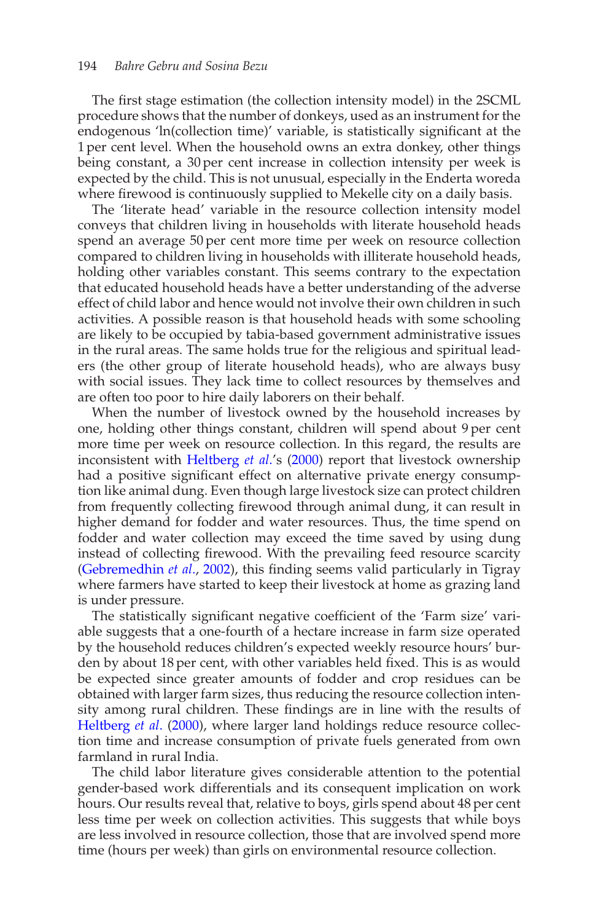The first stage estimation (the collection intensity model) in the 2SCML procedure shows that the number of donkeys, used as an instrument for the endogenous 'ln(collection time)' variable, is statistically significant at the 1 per cent level. When the household owns an extra donkey, other things being constant, a 30 per cent increase in collection intensity per week is expected by the child. This is not unusual, especially in the Enderta woreda where firewood is continuously supplied to Mekelle city on a daily basis.

The 'literate head' variable in the resource collection intensity model conveys that children living in households with literate household heads spend an average 50 per cent more time per week on resource collection compared to children living in households with illiterate household heads, holding other variables constant. This seems contrary to the expectation that educated household heads have a better understanding of the adverse effect of child labor and hence would not involve their own children in such activities. A possible reason is that household heads with some schooling are likely to be occupied by tabia-based government administrative issues in the rural areas. The same holds true for the religious and spiritual leaders (the other group of literate household heads), who are always busy with social issues. They lack time to collect resources by themselves and are often too poor to hire daily laborers on their behalf.

When the number of livestock owned by the household increases by one, holding other things constant, children will spend about 9 per cent more time per week on resource collection. In this regard, the results are inconsistent with Heltberg *et al*.'s (2000) report that livestock ownership had a positive significant effect on alternative private energy consumption like animal dung. Even though large livestock size can protect children from frequently collecting firewood through animal dung, it can result in higher demand for fodder and water resources. Thus, the time spend on fodder and water collection may exceed the time saved by using dung instead of collecting firewood. With the prevailing feed resource scarcity (Gebremedhin *et al*., 2002), this finding seems valid particularly in Tigray where farmers have started to keep their livestock at home as grazing land is under pressure.

The statistically significant negative coefficient of the 'Farm size' variable suggests that a one-fourth of a hectare increase in farm size operated by the household reduces children's expected weekly resource hours' burden by about 18 per cent, with other variables held fixed. This is as would be expected since greater amounts of fodder and crop residues can be obtained with larger farm sizes, thus reducing the resource collection intensity among rural children. These findings are in line with the results of Heltberg *et al*. (2000), where larger land holdings reduce resource collection time and increase consumption of private fuels generated from own farmland in rural India.

The child labor literature gives considerable attention to the potential gender-based work differentials and its consequent implication on work hours. Our results reveal that, relative to boys, girls spend about 48 per cent less time per week on collection activities. This suggests that while boys are less involved in resource collection, those that are involved spend more time (hours per week) than girls on environmental resource collection.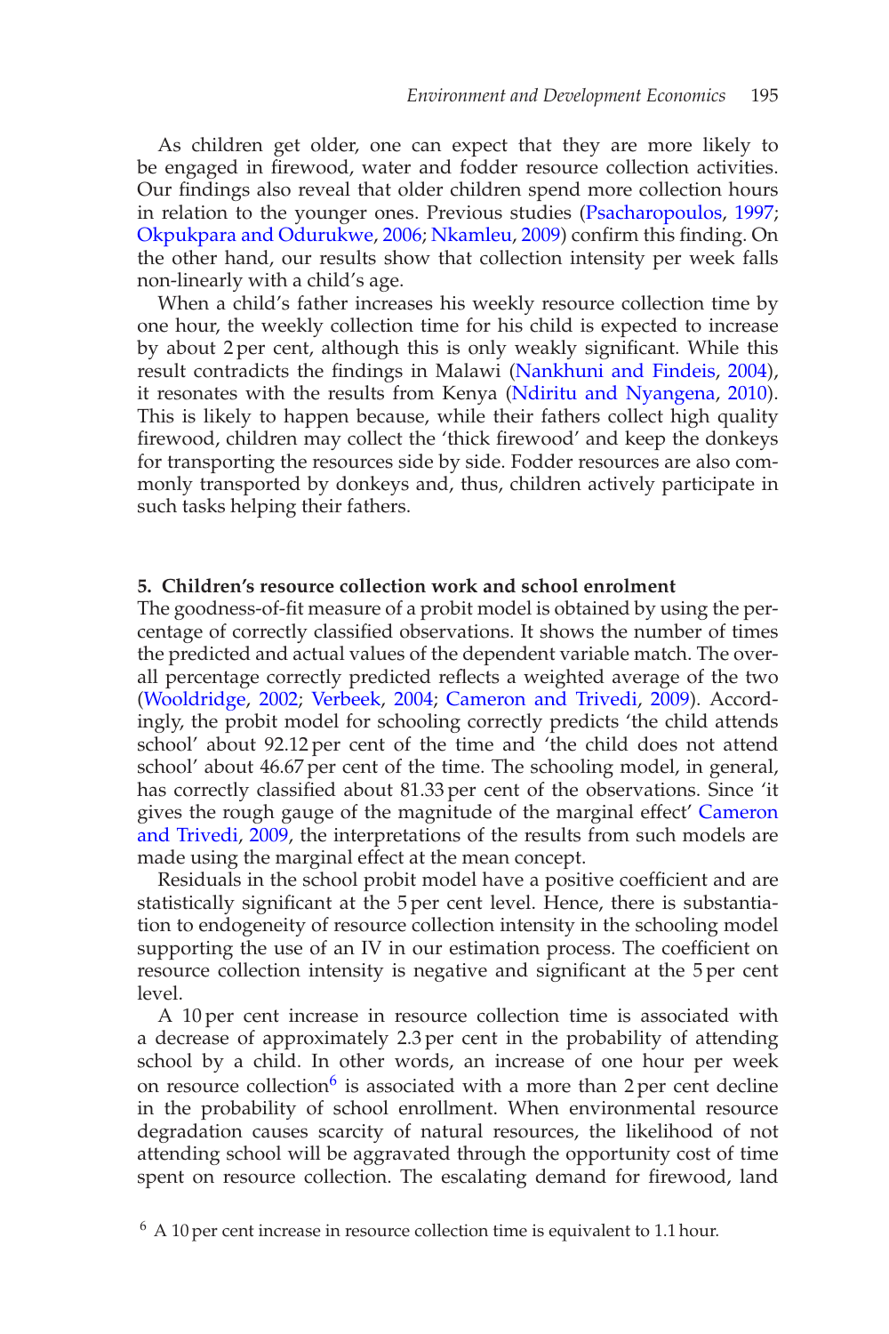As children get older, one can expect that they are more likely to be engaged in firewood, water and fodder resource collection activities. Our findings also reveal that older children spend more collection hours in relation to the younger ones. Previous studies (Psacharopoulos, 1997; Okpukpara and Odurukwe, 2006; Nkamleu, 2009) confirm this finding. On the other hand, our results show that collection intensity per week falls non-linearly with a child's age.

When a child's father increases his weekly resource collection time by one hour, the weekly collection time for his child is expected to increase by about 2 per cent, although this is only weakly significant. While this result contradicts the findings in Malawi (Nankhuni and Findeis, 2004), it resonates with the results from Kenya (Ndiritu and Nyangena, 2010). This is likely to happen because, while their fathers collect high quality firewood, children may collect the 'thick firewood' and keep the donkeys for transporting the resources side by side. Fodder resources are also commonly transported by donkeys and, thus, children actively participate in such tasks helping their fathers.

## 5. Children's resource collection work and school enrolment

The goodness-of-fit measure of a probit model is obtained by using the percentage of correctly classified observations. It shows the number of times the predicted and actual values of the dependent variable match. The overall percentage correctly predicted reflects a weighted average of the two (Wooldridge, 2002; Verbeek, 2004; Cameron and Trivedi, 2009). Accordingly, the probit model for schooling correctly predicts 'the child attends school' about 92.12 per cent of the time and 'the child does not attend school' about 46.67 per cent of the time. The schooling model, in general, has correctly classified about 81.33 per cent of the observations. Since 'it gives the rough gauge of the magnitude of the marginal effect' Cameron and Trivedi, 2009, the interpretations of the results from such models are made using the marginal effect at the mean concept.

Residuals in the school probit model have a positive coefficient and are statistically significant at the 5 per cent level. Hence, there is substantiation to endogeneity of resource collection intensity in the schooling model supporting the use of an IV in our estimation process. The coefficient on resource collection intensity is negative and significant at the 5 per cent level.

A 10 per cent increase in resource collection time is associated with a decrease of approximately 2.3 per cent in the probability of attending school by a child. In other words, an increase of one hour per week on resource collection[6] is associated with a more than 2 per cent decline in the probability of school enrollment. When environmental resource degradation causes scarcity of natural resources, the likelihood of not attending school will be aggravated through the opportunity cost of time spent on resource collection. The escalating demand for firewood, land

[6] A 10 per cent increase in resource collection time is equivalent to 1.1 hour.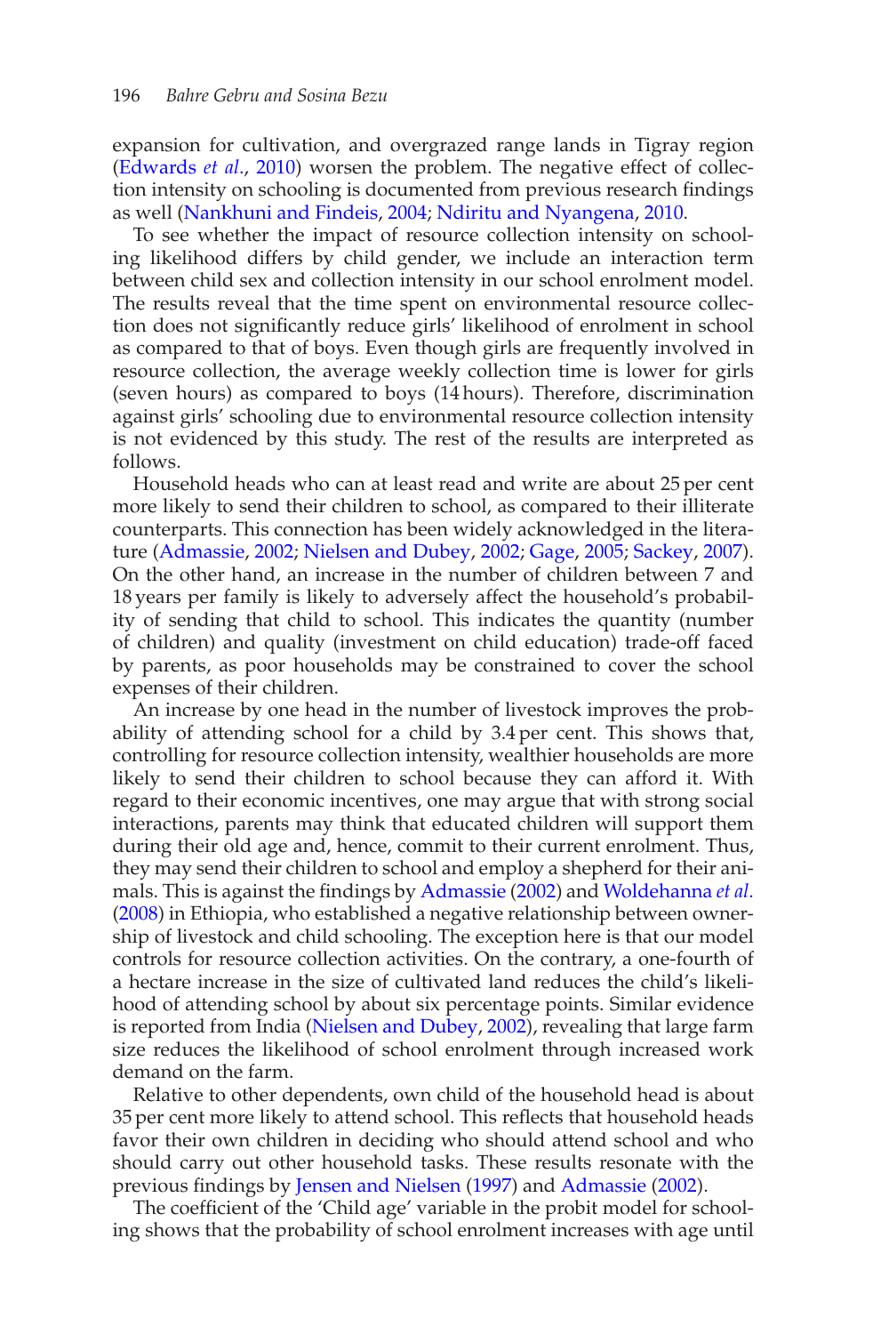expansion for cultivation, and overgrazed range lands in Tigray region (Edwards *et al*., 2010) worsen the problem. The negative effect of collection intensity on schooling is documented from previous research findings as well (Nankhuni and Findeis, 2004; Ndiritu and Nyangena, 2010.

To see whether the impact of resource collection intensity on schooling likelihood differs by child gender, we include an interaction term between child sex and collection intensity in our school enrolment model. The results reveal that the time spent on environmental resource collection does not significantly reduce girls' likelihood of enrolment in school as compared to that of boys. Even though girls are frequently involved in resource collection, the average weekly collection time is lower for girls (seven hours) as compared to boys (14 hours). Therefore, discrimination against girls' schooling due to environmental resource collection intensity is not evidenced by this study. The rest of the results are interpreted as follows.

Household heads who can at least read and write are about 25 per cent more likely to send their children to school, as compared to their illiterate counterparts. This connection has been widely acknowledged in the literature (Admassie, 2002; Nielsen and Dubey, 2002; Gage, 2005; Sackey, 2007). On the other hand, an increase in the number of children between 7 and 18 years per family is likely to adversely affect the household's probability of sending that child to school. This indicates the quantity (number of children) and quality (investment on child education) trade-off faced by parents, as poor households may be constrained to cover the school expenses of their children.

An increase by one head in the number of livestock improves the probability of attending school for a child by 3.4 per cent. This shows that, controlling for resource collection intensity, wealthier households are more likely to send their children to school because they can afford it. With regard to their economic incentives, one may argue that with strong social interactions, parents may think that educated children will support them during their old age and, hence, commit to their current enrolment. Thus, they may send their children to school and employ a shepherd for their animals. This is against the findings by Admassie (2002) and Woldehanna *et al*. (2008) in Ethiopia, who established a negative relationship between ownership of livestock and child schooling. The exception here is that our model controls for resource collection activities. On the contrary, a one-fourth of a hectare increase in the size of cultivated land reduces the child's likelihood of attending school by about six percentage points. Similar evidence is reported from India (Nielsen and Dubey, 2002), revealing that large farm size reduces the likelihood of school enrolment through increased work demand on the farm.

Relative to other dependents, own child of the household head is about 35 per cent more likely to attend school. This reflects that household heads favor their own children in deciding who should attend school and who should carry out other household tasks. These results resonate with the previous findings by Jensen and Nielsen (1997) and Admassie (2002).

The coefficient of the 'Child age' variable in the probit model for schooling shows that the probability of school enrolment increases with age until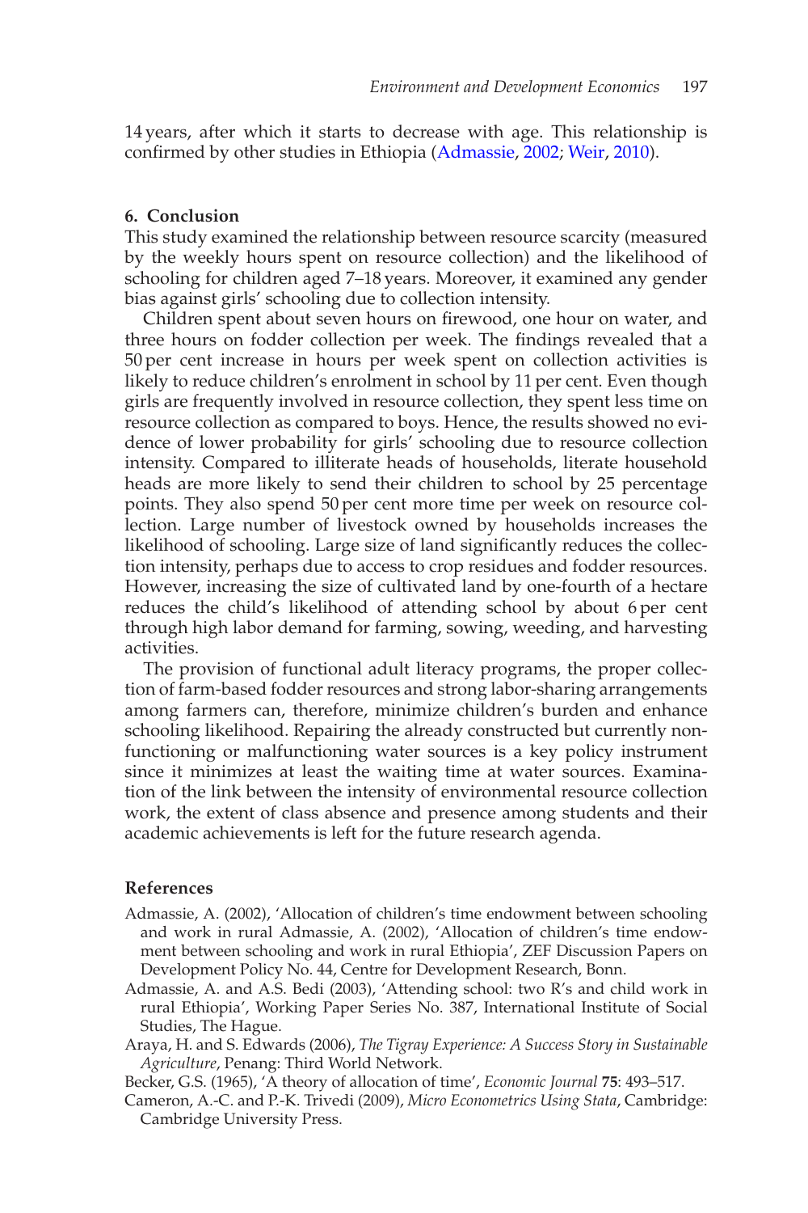14 years, after which it starts to decrease with age. This relationship is confirmed by other studies in Ethiopia (Admassie, 2002; Weir, 2010).

## 6. Conclusion

This study examined the relationship between resource scarcity (measured by the weekly hours spent on resource collection) and the likelihood of schooling for children aged 7–18 years. Moreover, it examined any gender bias against girls' schooling due to collection intensity.

Children spent about seven hours on firewood, one hour on water, and three hours on fodder collection per week. The findings revealed that a 50 per cent increase in hours per week spent on collection activities is likely to reduce children's enrolment in school by 11 per cent. Even though girls are frequently involved in resource collection, they spent less time on resource collection as compared to boys. Hence, the results showed no evidence of lower probability for girls' schooling due to resource collection intensity. Compared to illiterate heads of households, literate household heads are more likely to send their children to school by 25 percentage points. They also spend 50 per cent more time per week on resource collection. Large number of livestock owned by households increases the likelihood of schooling. Large size of land significantly reduces the collection intensity, perhaps due to access to crop residues and fodder resources. However, increasing the size of cultivated land by one-fourth of a hectare reduces the child's likelihood of attending school by about 6 per cent through high labor demand for farming, sowing, weeding, and harvesting activities.

The provision of functional adult literacy programs, the proper collection of farm-based fodder resources and strong labor-sharing arrangements among farmers can, therefore, minimize children's burden and enhance schooling likelihood. Repairing the already constructed but currently non-functioning or malfunctioning water sources is a key policy instrument since it minimizes at least the waiting time at water sources. Examination of the link between the intensity of environmental resource collection work, the extent of class absence and presence among students and their academic achievements is left for the future research agenda.

## References

Admassie, A. (2002), 'Allocation of children's time endowment between schooling and work in rural Admassie, A. (2002), 'Allocation of children's time endowment between schooling and work in rural Ethiopia', ZEF Discussion Papers on Development Policy No. 44, Centre for Development Research, Bonn.

Admassie, A. and A.S. Bedi (2003), 'Attending school: two R's and child work in rural Ethiopia', Working Paper Series No. 387, International Institute of Social Studies, The Hague.

Araya, H. and S. Edwards (2006), *The Tigray Experience: A Success Story in Sustainable Agriculture*, Penang: Third World Network.

Becker, G.S. (1965), 'A theory of allocation of time', *Economic Journal* **75**: 493–517.

Cameron, A.-C. and P.-K. Trivedi (2009), *Micro Econometrics Using Stata*, Cambridge: Cambridge University Press.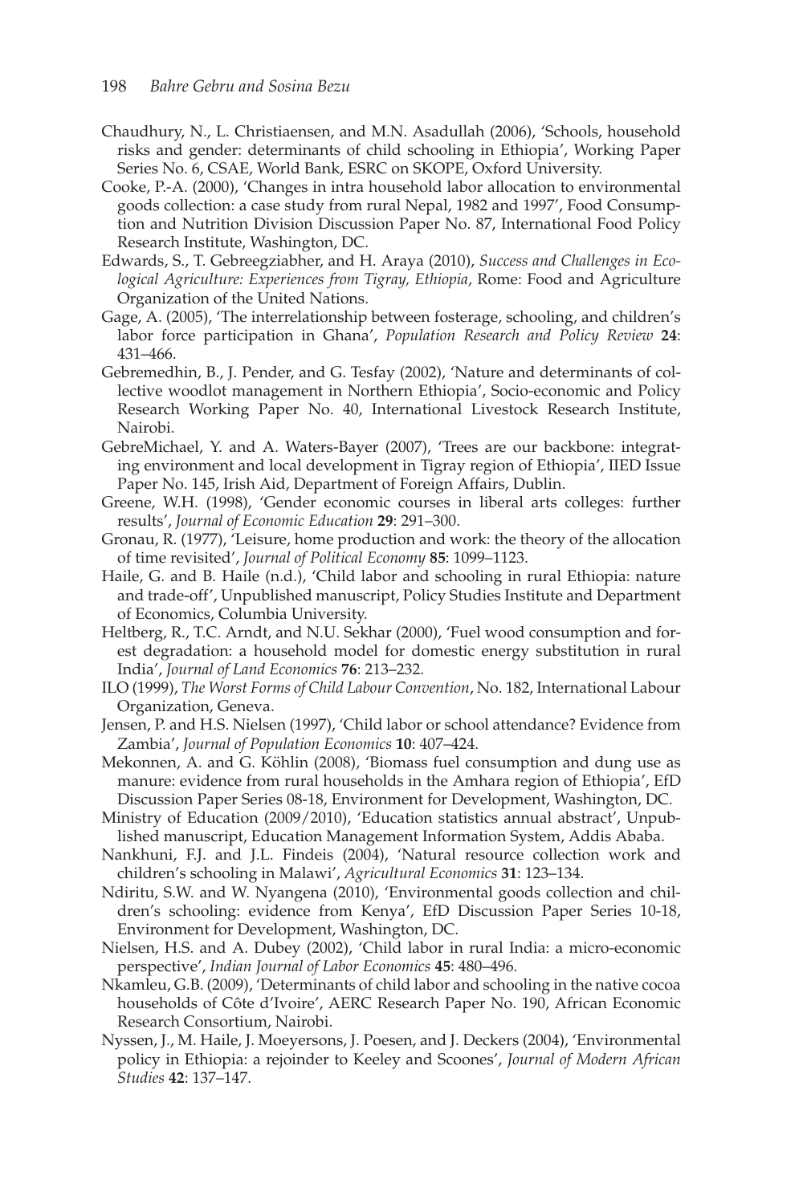Chaudhury, N., L. Christiaensen, and M.N. Asadullah (2006), 'Schools, household risks and gender: determinants of child schooling in Ethiopia', Working Paper Series No. 6, CSAE, World Bank, ESRC on SKOPE, Oxford University.

Cooke, P.-A. (2000), 'Changes in intra household labor allocation to environmental goods collection: a case study from rural Nepal, 1982 and 1997', Food Consumption and Nutrition Division Discussion Paper No. 87, International Food Policy Research Institute, Washington, DC.

Edwards, S., T. Gebreegziabher, and H. Araya (2010), *Success and Challenges in Ecological Agriculture: Experiences from Tigray, Ethiopia*, Rome: Food and Agriculture Organization of the United Nations.

Gage, A. (2005), 'The interrelationship between fosterage, schooling, and children's labor force participation in Ghana', *Population Research and Policy Review* **24**: 431–466.

Gebremedhin, B., J. Pender, and G. Tesfay (2002), 'Nature and determinants of collective woodlot management in Northern Ethiopia', Socio-economic and Policy Research Working Paper No. 40, International Livestock Research Institute, Nairobi.

GebreMichael, Y. and A. Waters-Bayer (2007), 'Trees are our backbone: integrating environment and local development in Tigray region of Ethiopia', IIED Issue Paper No. 145, Irish Aid, Department of Foreign Affairs, Dublin.

Greene, W.H. (1998), 'Gender economic courses in liberal arts colleges: further results', *Journal of Economic Education* **29**: 291–300.

Gronau, R. (1977), 'Leisure, home production and work: the theory of the allocation of time revisited', *Journal of Political Economy* **85**: 1099–1123.

Haile, G. and B. Haile (n.d.), 'Child labor and schooling in rural Ethiopia: nature and trade-off', Unpublished manuscript, Policy Studies Institute and Department of Economics, Columbia University.

Heltberg, R., T.C. Arndt, and N.U. Sekhar (2000), 'Fuel wood consumption and forest degradation: a household model for domestic energy substitution in rural India', *Journal of Land Economics* **76**: 213–232.

ILO (1999), *The Worst Forms of Child Labour Convention*, No. 182, International Labour Organization, Geneva.

Jensen, P. and H.S. Nielsen (1997), 'Child labor or school attendance? Evidence from Zambia', *Journal of Population Economics* **10**: 407–424.

Mekonnen, A. and G. Köhlin (2008), 'Biomass fuel consumption and dung use as manure: evidence from rural households in the Amhara region of Ethiopia', EfD Discussion Paper Series 08-18, Environment for Development, Washington, DC.

Ministry of Education (2009/2010), 'Education statistics annual abstract', Unpublished manuscript, Education Management Information System, Addis Ababa.

Nankhuni, F.J. and J.L. Findeis (2004), 'Natural resource collection work and children's schooling in Malawi', *Agricultural Economics* **31**: 123–134.

Ndiritu, S.W. and W. Nyangena (2010), 'Environmental goods collection and children's schooling: evidence from Kenya', EfD Discussion Paper Series 10-18, Environment for Development, Washington, DC.

Nielsen, H.S. and A. Dubey (2002), 'Child labor in rural India: a micro-economic perspective', *Indian Journal of Labor Economics* **45**: 480–496.

Nkamleu, G.B. (2009), 'Determinants of child labor and schooling in the native cocoa households of Côte d'Ivoire', AERC Research Paper No. 190, African Economic Research Consortium, Nairobi.

Nyssen, J., M. Haile, J. Moeyersons, J. Poesen, and J. Deckers (2004), 'Environmental policy in Ethiopia: a rejoinder to Keeley and Scoones', *Journal of Modern African Studies* **42**: 137–147.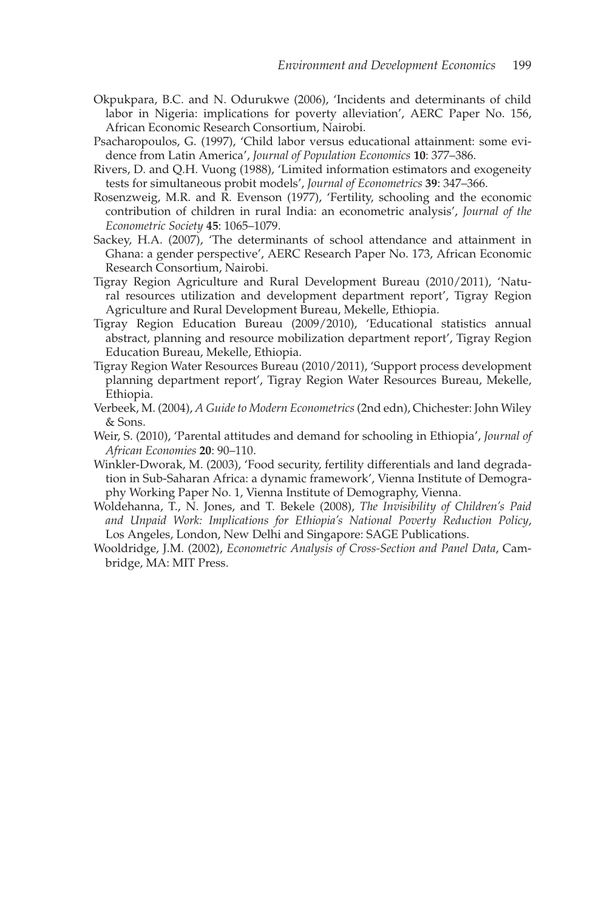Okpukpara, B.C. and N. Odurukwe (2006), 'Incidents and determinants of child labor in Nigeria: implications for poverty alleviation', AERC Paper No. 156, African Economic Research Consortium, Nairobi.

Psacharopoulos, G. (1997), 'Child labor versus educational attainment: some evidence from Latin America', *Journal of Population Economics* **10**: 377–386.

Rivers, D. and Q.H. Vuong (1988), 'Limited information estimators and exogeneity tests for simultaneous probit models', *Journal of Econometrics* **39**: 347–366.

Rosenzweig, M.R. and R. Evenson (1977), 'Fertility, schooling and the economic contribution of children in rural India: an econometric analysis', *Journal of the Econometric Society* **45**: 1065–1079.

Sackey, H.A. (2007), 'The determinants of school attendance and attainment in Ghana: a gender perspective', AERC Research Paper No. 173, African Economic Research Consortium, Nairobi.

Tigray Region Agriculture and Rural Development Bureau (2010/2011), 'Natural resources utilization and development department report', Tigray Region Agriculture and Rural Development Bureau, Mekelle, Ethiopia.

Tigray Region Education Bureau (2009/2010), 'Educational statistics annual abstract, planning and resource mobilization department report', Tigray Region Education Bureau, Mekelle, Ethiopia.

Tigray Region Water Resources Bureau (2010/2011), 'Support process development planning department report', Tigray Region Water Resources Bureau, Mekelle, Ethiopia.

Verbeek, M. (2004), *A Guide to Modern Econometrics* (2nd edn), Chichester: John Wiley & Sons.

Weir, S. (2010), 'Parental attitudes and demand for schooling in Ethiopia', *Journal of African Economies* **20**: 90–110.

Winkler-Dworak, M. (2003), 'Food security, fertility differentials and land degradation in Sub-Saharan Africa: a dynamic framework', Vienna Institute of Demography Working Paper No. 1, Vienna Institute of Demography, Vienna.

Woldehanna, T., N. Jones, and T. Bekele (2008), *The Invisibility of Children's Paid and Unpaid Work: Implications for Ethiopia's National Poverty Reduction Policy*, Los Angeles, London, New Delhi and Singapore: SAGE Publications.

Wooldridge, J.M. (2002), *Econometric Analysis of Cross-Section and Panel Data*, Cambridge, MA: MIT Press.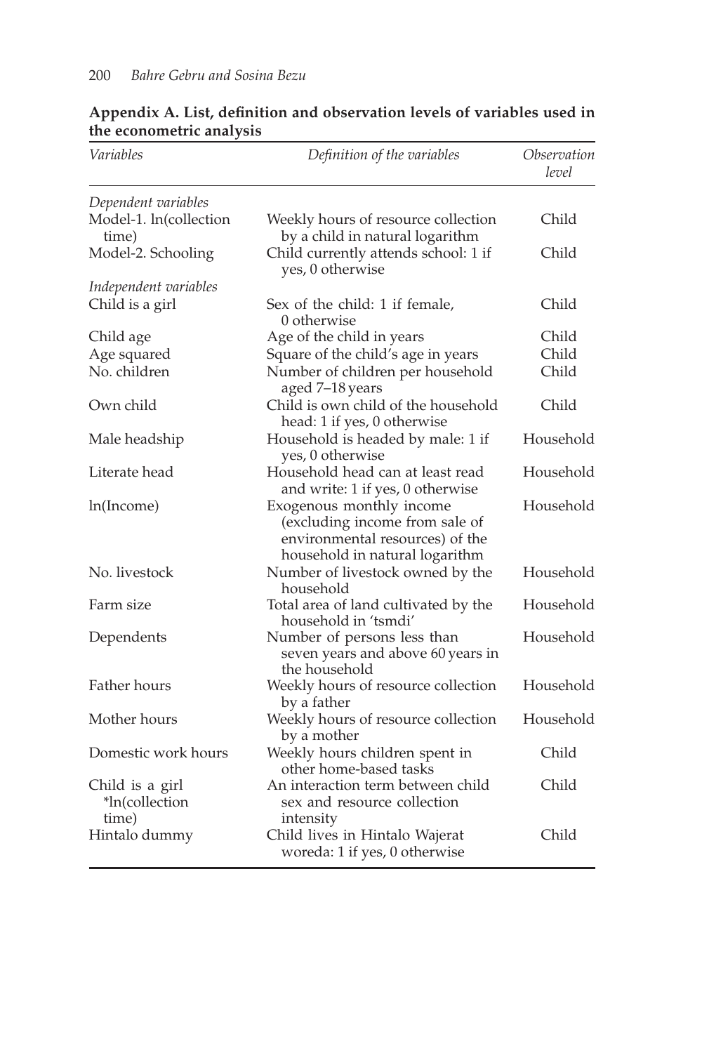**Appendix A. List, definition and observation levels of variables used in the econometric analysis**

| *Variables* | *Definition of the variables* | *Observation level* |
|---|---|---|
| *Dependent variables* | | |
| Model-1. ln(collection time) | Weekly hours of resource collection by a child in natural logarithm | Child |
| Model-2. Schooling | Child currently attends school: 1 if yes, 0 otherwise | Child |
| *Independent variables* | | |
| Child is a girl | Sex of the child: 1 if female, 0 otherwise | Child |
| Child age | Age of the child in years | Child |
| Age squared | Square of the child's age in years | Child |
| No. children | Number of children per household aged 7–18 years | Child |
| Own child | Child is own child of the household head: 1 if yes, 0 otherwise | Child |
| Male headship | Household is headed by male: 1 if yes, 0 otherwise | Household |
| Literate head | Household head can at least read and write: 1 if yes, 0 otherwise | Household |
| ln(Income) | Exogenous monthly income (excluding income from sale of environmental resources) of the household in natural logarithm | Household |
| No. livestock | Number of livestock owned by the household | Household |
| Farm size | Total area of land cultivated by the household in 'tsmdi' | Household |
| Dependents | Number of persons less than seven years and above 60 years in the household | Household |
| Father hours | Weekly hours of resource collection by a father | Household |
| Mother hours | Weekly hours of resource collection by a mother | Household |
| Domestic work hours | Weekly hours children spent in other home-based tasks | Child |
| Child is a girl *ln(collection time) | An interaction term between child sex and resource collection intensity | Child |
| Hintalo dummy | Child lives in Hintalo Wajerat woreda: 1 if yes, 0 otherwise | Child |